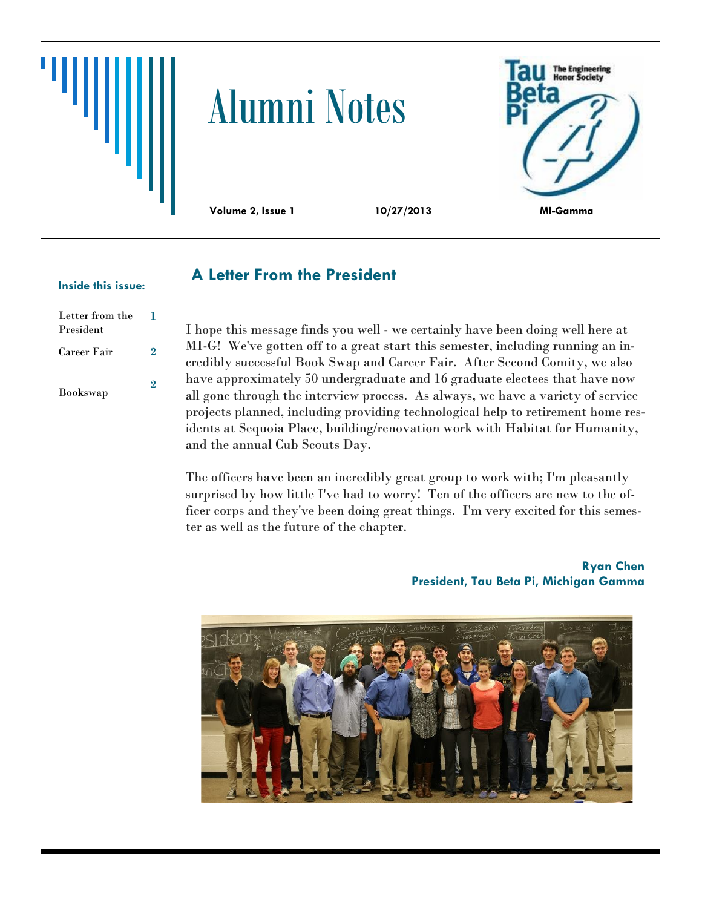# Alumni Notes

**Volume 2, Issue 1** **10/27/2013** **MI-Gamma**

Tau Beta Pi — The Engineering Honor Society

**Inside this issue:**

| | |
|---|---|
| Letter from the President | 1 |
| Career Fair | 2 |
| Bookswap | 2 |

## A Letter From the President

I hope this message finds you well - we certainly have been doing well here at MI-G! We've gotten off to a great start this semester, including running an incredibly successful Book Swap and Career Fair. After Second Comity, we also have approximately 50 undergraduate and 16 graduate electees that have now all gone through the interview process. As always, we have a variety of service projects planned, including providing technological help to retirement home residents at Sequoia Place, building/renovation work with Habitat for Humanity, and the annual Cub Scouts Day.

The officers have been an incredibly great group to work with; I'm pleasantly surprised by how little I've had to worry! Ten of the officers are new to the officer corps and they've been doing great things. I'm very excited for this semester as well as the future of the chapter.

**Ryan Chen**
**President, Tau Beta Pi, Michigan Gamma**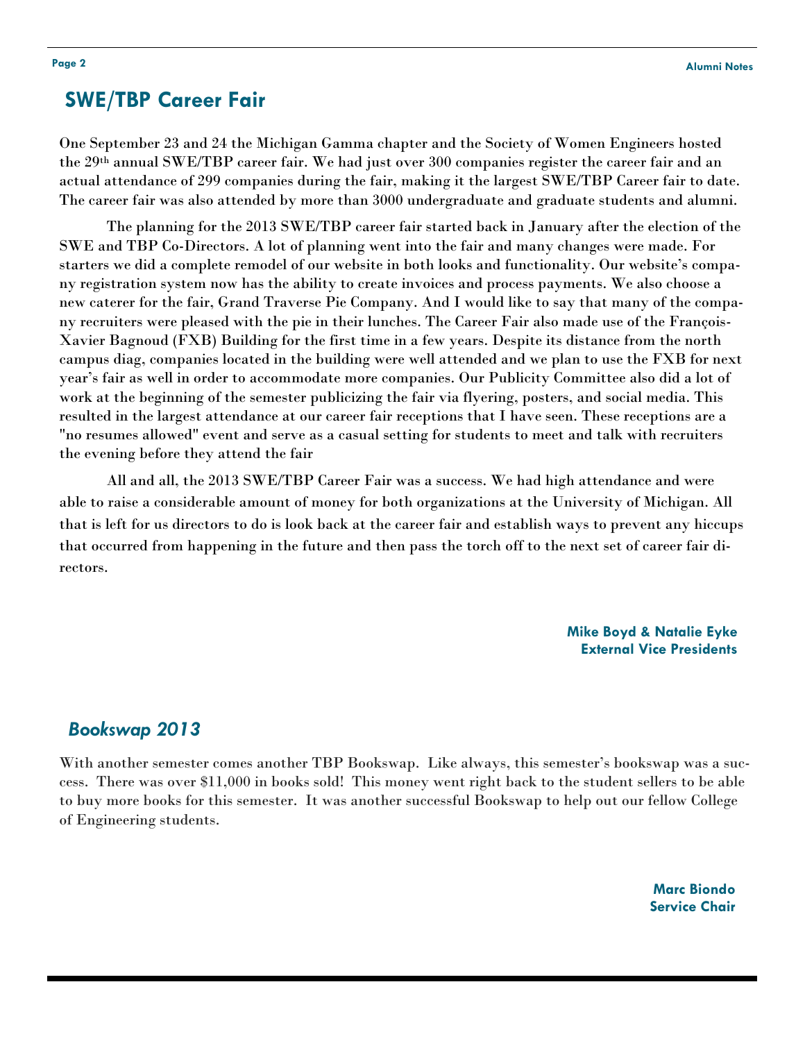## SWE/TBP Career Fair

One September 23 and 24 the Michigan Gamma chapter and the Society of Women Engineers hosted the 29th annual SWE/TBP career fair. We had just over 300 companies register the career fair and an actual attendance of 299 companies during the fair, making it the largest SWE/TBP Career fair to date. The career fair was also attended by more than 3000 undergraduate and graduate students and alumni.

The planning for the 2013 SWE/TBP career fair started back in January after the election of the SWE and TBP Co-Directors. A lot of planning went into the fair and many changes were made. For starters we did a complete remodel of our website in both looks and functionality. Our website's company registration system now has the ability to create invoices and process payments. We also choose a new caterer for the fair, Grand Traverse Pie Company. And I would like to say that many of the company recruiters were pleased with the pie in their lunches. The Career Fair also made use of the François-Xavier Bagnoud (FXB) Building for the first time in a few years. Despite its distance from the north campus diag, companies located in the building were well attended and we plan to use the FXB for next year's fair as well in order to accommodate more companies. Our Publicity Committee also did a lot of work at the beginning of the semester publicizing the fair via flyering, posters, and social media. This resulted in the largest attendance at our career fair receptions that I have seen. These receptions are a "no resumes allowed" event and serve as a casual setting for students to meet and talk with recruiters the evening before they attend the fair

All and all, the 2013 SWE/TBP Career Fair was a success. We had high attendance and were able to raise a considerable amount of money for both organizations at the University of Michigan. All that is left for us directors to do is look back at the career fair and establish ways to prevent any hiccups that occurred from happening in the future and then pass the torch off to the next set of career fair directors.

**Mike Boyd & Natalie Eyke**
**External Vice Presidents**

## *Bookswap 2013*

With another semester comes another TBP Bookswap. Like always, this semester's bookswap was a success. There was over $11,000 in books sold! This money went right back to the student sellers to be able to buy more books for this semester. It was another successful Bookswap to help out our fellow College of Engineering students.

**Marc Biondo**
**Service Chair**